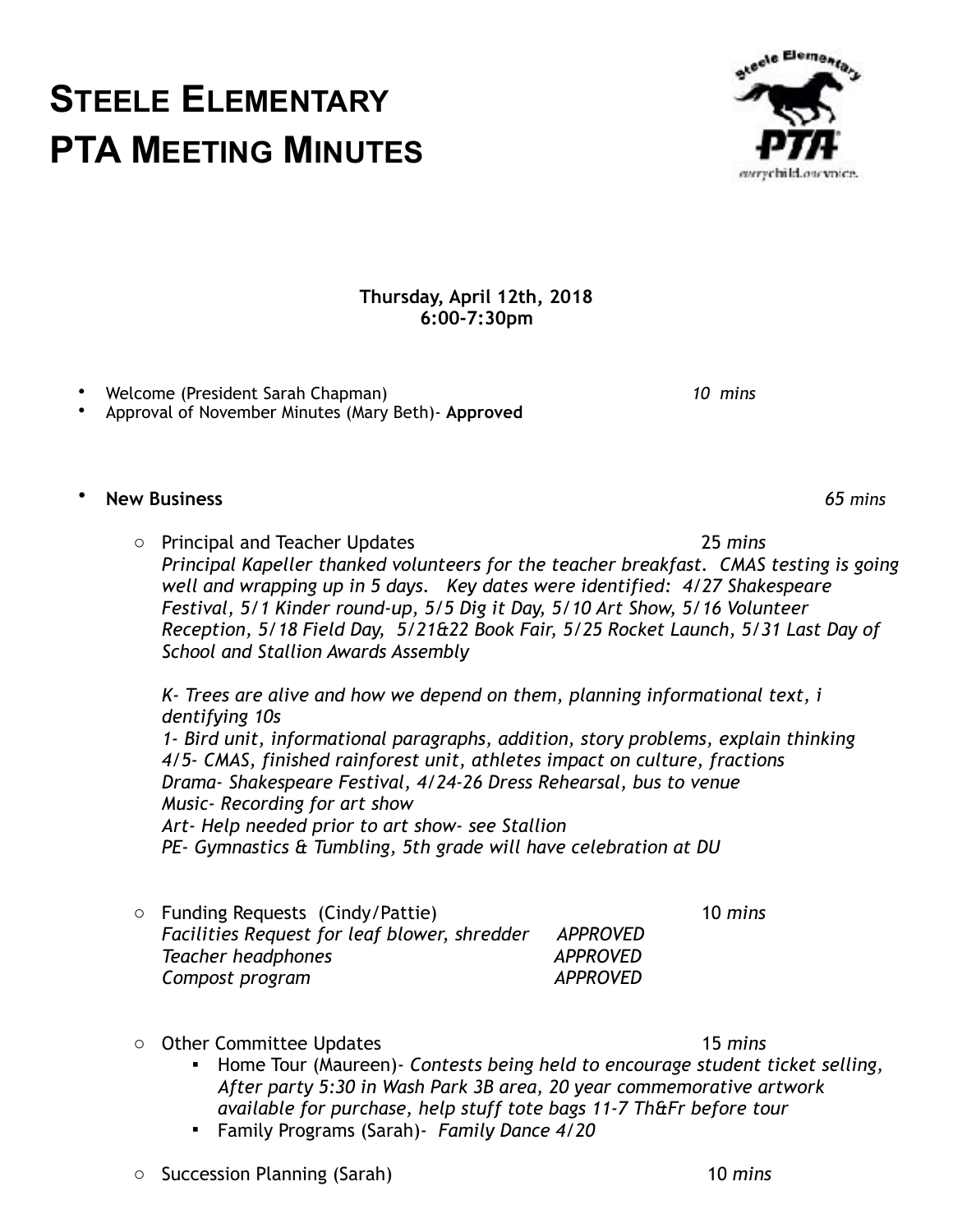# STEELE ELEMENTARY PTA MEETING MINUTES

**Thursday, April 12th, 2018**
**6:00-7:30pm**

- Welcome (President Sarah Chapman) *10 mins*
- Approval of November Minutes (Mary Beth)- **Approved**

- **New Business** *65 mins*

  - Principal and Teacher Updates 25 *mins*
    *Principal Kapeller thanked volunteers for the teacher breakfast. CMAS testing is going well and wrapping up in 5 days. Key dates were identified: 4/27 Shakespeare Festival, 5/1 Kinder round-up, 5/5 Dig it Day, 5/10 Art Show, 5/16 Volunteer Reception, 5/18 Field Day, 5/21&22 Book Fair, 5/25 Rocket Launch, 5/31 Last Day of School and Stallion Awards Assembly*

    *K- Trees are alive and how we depend on them, planning informational text, i dentifying 10s*
    *1- Bird unit, informational paragraphs, addition, story problems, explain thinking*
    *4/5- CMAS, finished rainforest unit, athletes impact on culture, fractions*
    *Drama- Shakespeare Festival, 4/24-26 Dress Rehearsal, bus to venue*
    *Music- Recording for art show*
    *Art- Help needed prior to art show- see Stallion*
    *PE- Gymnastics & Tumbling, 5th grade will have celebration at DU*

  - Funding Requests (Cindy/Pattie) 10 *mins*
    *Facilities Request for leaf blower, shredder APPROVED*
    *Teacher headphones APPROVED*
    *Compost program APPROVED*

  - Other Committee Updates 15 *mins*
    - Home Tour (Maureen)- *Contests being held to encourage student ticket selling, After party 5:30 in Wash Park 3B area, 20 year commemorative artwork available for purchase, help stuff tote bags 11-7 Th&Fr before tour*
    - Family Programs (Sarah)- *Family Dance 4/20*

  - Succession Planning (Sarah) 10 *mins*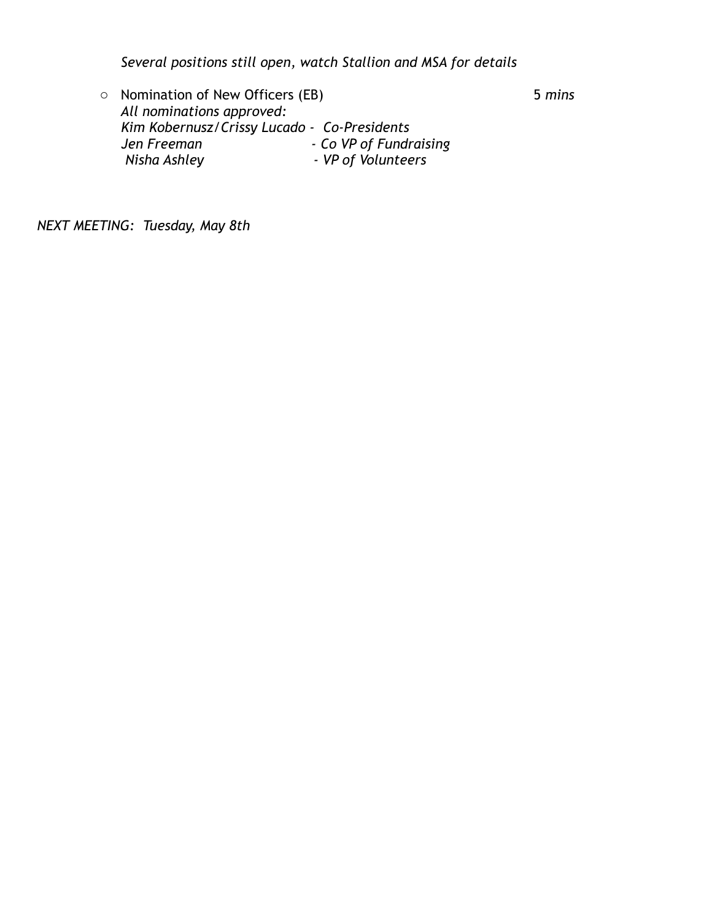*Several positions still open, watch Stallion and MSA for details*

- Nomination of New Officers (EB) 5 *mins*
  *All nominations approved:*
  *Kim Kobernusz/Crissy Lucado - Co-Presidents*
  *Jen Freeman - Co VP of Fundraising*
  *Nisha Ashley - VP of Volunteers*

*NEXT MEETING: Tuesday, May 8th*